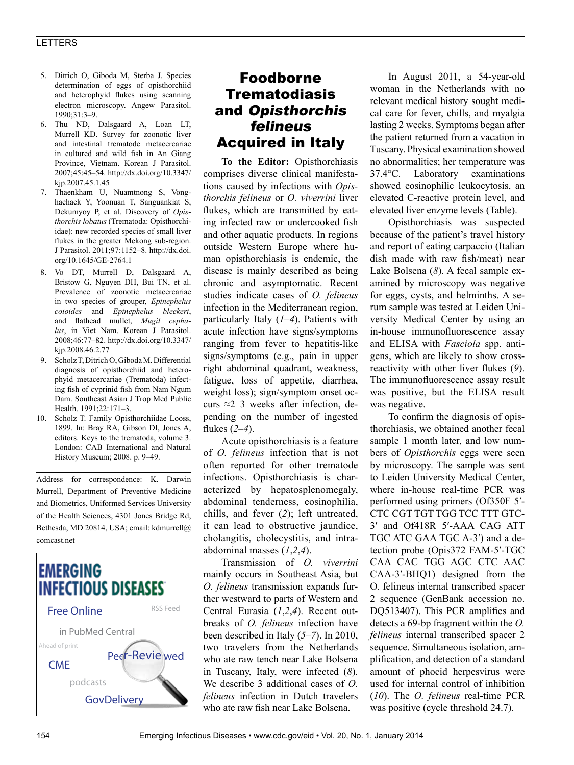5. Ditrich O, Giboda M, Sterba J. Species determination of eggs of opisthorchiid and heterophyid flukes using scanning electron microscopy. Angew Parasitol. 1990;31:3–9.
6. Thu ND, Dalsgaard A, Loan LT, Murrell KD. Survey for zoonotic liver and intestinal trematode metacercariae in cultured and wild fish in An Giang Province, Vietnam. Korean J Parasitol. 2007;45:45–54. http://dx.doi.org/10.3347/kjp.2007.45.1.45
7. Thaenkham U, Nuamtnong S, Vonghachack Y, Yoonuan T, Sanguankiat S, Dekumyoy P, et al. Discovery of *Opisthorchis lobatus* (Trematoda: Opisthorchiidae): new recorded species of small liver flukes in the greater Mekong sub-region. J Parasitol. 2011;97:1152–8. http://dx.doi.org/10.1645/GE-2764.1
8. Vo DT, Murrell D, Dalsgaard A, Bristow G, Nguyen DH, Bui TN, et al. Prevalence of zoonotic metacercariae in two species of grouper, *Epinephelus coioides* and *Epinephelus bleekeri*, and flathead mullet, *Mugil cephalus*, in Viet Nam. Korean J Parasitol. 2008;46:77–82. http://dx.doi.org/10.3347/kjp.2008.46.2.77
9. Scholz T, Ditrich O, Giboda M. Differential diagnosis of opisthorchiid and heterophyid metacercariae (Trematoda) infecting fish of cyprinid fish from Nam Ngum Dam. Southeast Asian J Trop Med Public Health. 1991;22:171–3.
10. Scholz T. Family Opisthorchiidae Looss, 1899. In: Bray RA, Gibson DI, Jones A, editors. Keys to the trematoda, volume 3. London: CAB International and Natural History Museum; 2008. p. 9–49.

Address for correspondence: K. Darwin Murrell, Department of Preventive Medicine and Biometrics, Uniformed Services University of the Health Sciences, 4301 Jones Bridge Rd, Bethesda, MD 20814, USA; email: kdmurrell@comcast.net

EMERGING INFECTIOUS DISEASES

Free Online in PubMed Central

RSS Feed

Ahead of print

Peer-Reviewed

CME

podcasts

GovDelivery

# Foodborne Trematodiasis and *Opisthorchis felineus* Acquired in Italy

**To the Editor:** Opisthorchiasis comprises diverse clinical manifestations caused by infections with *Opisthorchis felineus* or *O. viverrini* liver flukes, which are transmitted by eating infected raw or undercooked fish and other aquatic products. In regions outside Western Europe where human opisthorchiasis is endemic, the disease is mainly described as being chronic and asymptomatic. Recent studies indicate cases of *O. felineus* infection in the Mediterranean region, particularly Italy (*1*–*4*). Patients with acute infection have signs/symptoms ranging from fever to hepatitis-like signs/symptoms (e.g., pain in upper right abdominal quadrant, weakness, fatigue, loss of appetite, diarrhea, weight loss); sign/symptom onset occurs ≈2 3 weeks after infection, depending on the number of ingested flukes (*2*–*4*).

Acute opisthorchiasis is a feature of *O. felineus* infection that is not often reported for other trematode infections. Opisthorchiasis is characterized by hepatosplenomegaly, abdominal tenderness, eosinophilia, chills, and fever (*2*); left untreated, it can lead to obstructive jaundice, cholangitis, cholecystitis, and intraabdominal masses (*1*,*2*,*4*).

Transmission of *O. viverrini* mainly occurs in Southeast Asia, but *O. felineus* transmission expands further westward to parts of Western and Central Eurasia (*1*,*2*,*4*). Recent outbreaks of *O. felineus* infection have been described in Italy (*5*–*7*). In 2010, two travelers from the Netherlands who ate raw tench near Lake Bolsena in Tuscany, Italy, were infected (*8*). We describe 3 additional cases of *O. felineus* infection in Dutch travelers who ate raw fish near Lake Bolsena.

In August 2011, a 54-year-old woman in the Netherlands with no relevant medical history sought medical care for fever, chills, and myalgia lasting 2 weeks. Symptoms began after the patient returned from a vacation in Tuscany. Physical examination showed no abnormalities; her temperature was 37.4°C. Laboratory examinations showed eosinophilic leukocytosis, an elevated C-reactive protein level, and elevated liver enzyme levels (Table).

Opisthorchiasis was suspected because of the patient's travel history and report of eating carpaccio (Italian dish made with raw fish/meat) near Lake Bolsena (*8*). A fecal sample examined by microscopy was negative for eggs, cysts, and helminths. A serum sample was tested at Leiden University Medical Center by using an in-house immunofluorescence assay and ELISA with *Fasciola* spp. antigens, which are likely to show cross-reactivity with other liver flukes (*9*). The immunofluorescence assay result was positive, but the ELISA result was negative.

To confirm the diagnosis of opisthorchiasis, we obtained another fecal sample 1 month later, and low numbers of *Opisthorchis* eggs were seen by microscopy. The sample was sent to Leiden University Medical Center, where in-house real-time PCR was performed using primers (Of350F 5′-CTC CGT TGT TGG TCC TTT GTC-3′ and Of418R 5′-AAA CAG ATT TGC ATC GAA TGC A-3′) and a detection probe (Opis372 FAM-5′-TGC CAA CAC TGG AGC CTC AAC CAA-3′-BHQ1) designed from the O. felineus internal transcribed spacer 2 sequence (GenBank accession no. DQ513407). This PCR amplifies and detects a 69-bp fragment within the *O. felineus* internal transcribed spacer 2 sequence. Simultaneous isolation, amplification, and detection of a standard amount of phocid herpesvirus were used for internal control of inhibition (*10*). The *O. felineus* real-time PCR was positive (cycle threshold 24.7).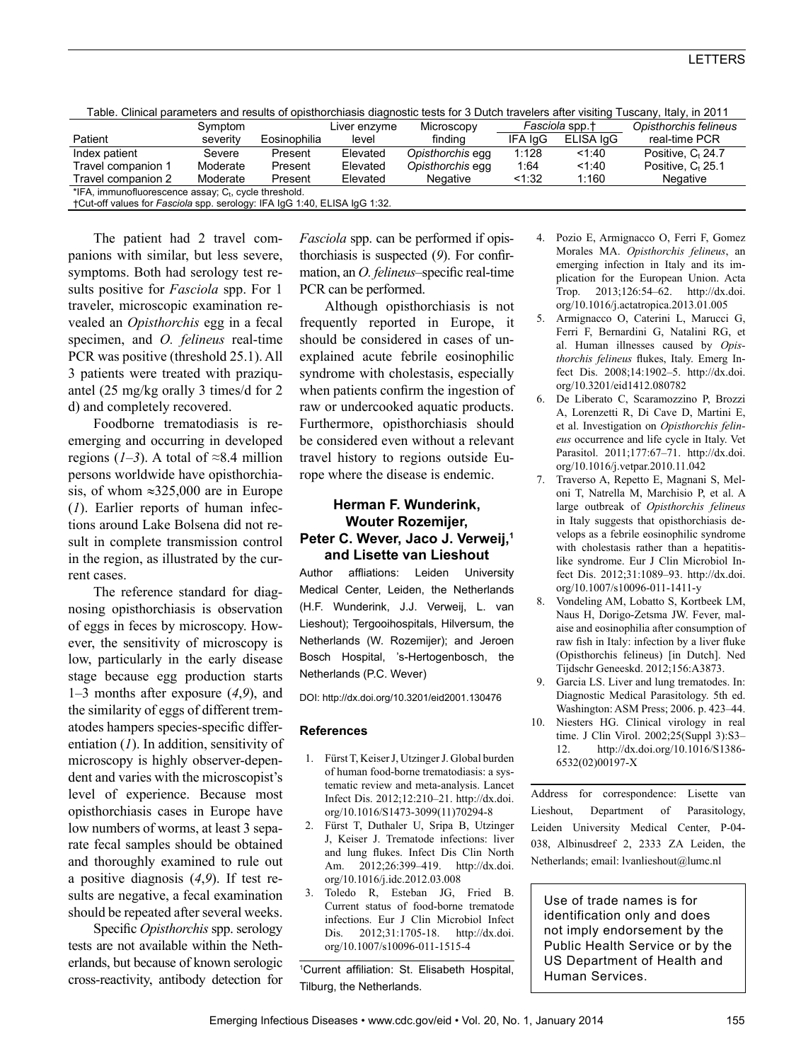Table. Clinical parameters and results of opisthorchiasis diagnostic tests for 3 Dutch travelers after visiting Tuscany, Italy, in 2011

| Patient | Symptom severity | Eosinophilia | Liver enzyme level | Microscopy finding | *Fasciola* spp.† | | *Opisthorchis felineus* real-time PCR |
|---|---|---|---|---|---|---|---|
| | | | | | IFA IgG | ELISA IgG | |
| Index patient | Severe | Present | Elevated | *Opisthorchis* egg | 1:128 | <1:40 | Positive, $C_t$ 24.7 |
| Travel companion 1 | Moderate | Present | Elevated | *Opisthorchis* egg | 1:64 | <1:40 | Positive, $C_t$ 25.1 |
| Travel companion 2 | Moderate | Present | Elevated | Negative | <1:32 | 1:160 | Negative |

*IFA, immunofluorescence assay; $C_t$, cycle threshold.
†Cut-off values for *Fasciola* spp. serology: IFA IgG 1:40, ELISA IgG 1:32.

The patient had 2 travel companions with similar, but less severe, symptoms. Both had serology test results positive for *Fasciola* spp. For 1 traveler, microscopic examination revealed an *Opisthorchis* egg in a fecal specimen, and *O. felineus* real-time PCR was positive (threshold 25.1). All 3 patients were treated with praziquantel (25 mg/kg orally 3 times/d for 2 d) and completely recovered.

Foodborne trematodiasis is reemerging and occurring in developed regions (*1*–*3*). A total of ≈8.4 million persons worldwide have opisthorchiasis, of whom ≈325,000 are in Europe (*1*). Earlier reports of human infections around Lake Bolsena did not result in complete transmission control in the region, as illustrated by the current cases.

The reference standard for diagnosing opisthorchiasis is observation of eggs in feces by microscopy. However, the sensitivity of microscopy is low, particularly in the early disease stage because egg production starts 1–3 months after exposure (*4*,*9*), and the similarity of eggs of different trematodes hampers species-specific differentiation (*1*). In addition, sensitivity of microscopy is highly observer-dependent and varies with the microscopist's level of experience. Because most opisthorchiasis cases in Europe have low numbers of worms, at least 3 separate fecal samples should be obtained and thoroughly examined to rule out a positive diagnosis (*4*,*9*). If test results are negative, a fecal examination should be repeated after several weeks.

Specific *Opisthorchis* spp. serology tests are not available within the Netherlands, but because of known serologic cross-reactivity, antibody detection for *Fasciola* spp. can be performed if opisthorchiasis is suspected (*9*). For confirmation, an *O. felineus*–specific real-time PCR can be performed.

Although opisthorchiasis is not frequently reported in Europe, it should be considered in cases of unexplained acute febrile eosinophilic syndrome with cholestasis, especially when patients confirm the ingestion of raw or undercooked aquatic products. Furthermore, opisthorchiasis should be considered even without a relevant travel history to regions outside Europe where the disease is endemic.

**Herman F. Wunderink, Wouter Rozemijer, Peter C. Wever, Jaco J. Verweij,[1] and Lisette van Lieshout**

Author affliations: Leiden University Medical Center, Leiden, the Netherlands (H.F. Wunderink, J.J. Verweij, L. van Lieshout); Tergooihospitals, Hilversum, the Netherlands (W. Rozemijer); and Jeroen Bosch Hospital, 's-Hertogenbosch, the Netherlands (P.C. Wever)

DOI: http://dx.doi.org/10.3201/eid2001.130476

### References

1. Fürst T, Keiser J, Utzinger J. Global burden of human food-borne trematodiasis: a systematic review and meta-analysis. Lancet Infect Dis. 2012;12:210–21. http://dx.doi.org/10.1016/S1473-3099(11)70294-8
2. Fürst T, Duthaler U, Sripa B, Utzinger J, Keiser J. Trematode infections: liver and lung flukes. Infect Dis Clin North Am. 2012;26:399–419. http://dx.doi.org/10.1016/j.idc.2012.03.008
3. Toledo R, Esteban JG, Fried B. Current status of food-borne trematode infections. Eur J Clin Microbiol Infect Dis. 2012;31:1705-18. http://dx.doi.org/10.1007/s10096-011-1515-4
4. Pozio E, Armignacco O, Ferri F, Gomez Morales MA. *Opisthorchis felineus*, an emerging infection in Italy and its implication for the European Union. Acta Trop. 2013;126:54–62. http://dx.doi.org/10.1016/j.actatropica.2013.01.005
5. Armignacco O, Caterini L, Marucci G, Ferri F, Bernardini G, Natalini RG, et al. Human illnesses caused by *Opisthorchis felineus* flukes, Italy. Emerg Infect Dis. 2008;14:1902–5. http://dx.doi.org/10.3201/eid1412.080782
6. De Liberato C, Scaramozzino P, Brozzi A, Lorenzetti R, Di Cave D, Martini E, et al. Investigation on *Opisthorchis felineus* occurrence and life cycle in Italy. Vet Parasitol. 2011;177:67–71. http://dx.doi.org/10.1016/j.vetpar.2010.11.042
7. Traverso A, Repetto E, Magnani S, Meloni T, Natrella M, Marchisio P, et al. A large outbreak of *Opisthorchis felineus* in Italy suggests that opisthorchiasis develops as a febrile eosinophilic syndrome with cholestasis rather than a hepatitis-like syndrome. Eur J Clin Microbiol Infect Dis. 2012;31:1089–93. http://dx.doi.org/10.1007/s10096-011-1411-y
8. Vondeling AM, Lobatto S, Kortbeek LM, Naus H, Dorigo-Zetsma JW. Fever, malaise and eosinophilia after consumption of raw fish in Italy: infection by a liver fluke (Opisthorchis felineus) [in Dutch]. Ned Tijdschr Geneeskd. 2012;156:A3873.
9. Garcia LS. Liver and lung trematodes. In: Diagnostic Medical Parasitology. 5th ed. Washington: ASM Press; 2006. p. 423–44.
10. Niesters HG. Clinical virology in real time. J Clin Virol. 2002;25(Suppl 3):S3–12. http://dx.doi.org/10.1016/S1386-6532(02)00197-X

[1]Current affiliation: St. Elisabeth Hospital, Tilburg, the Netherlands.

Address for correspondence: Lisette van Lieshout, Department of Parasitology, Leiden University Medical Center, P-04-038, Albinusdreef 2, 2333 ZA Leiden, the Netherlands; email: lvanlieshout@lumc.nl

Use of trade names is for identification only and does not imply endorsement by the Public Health Service or by the US Department of Health and Human Services.